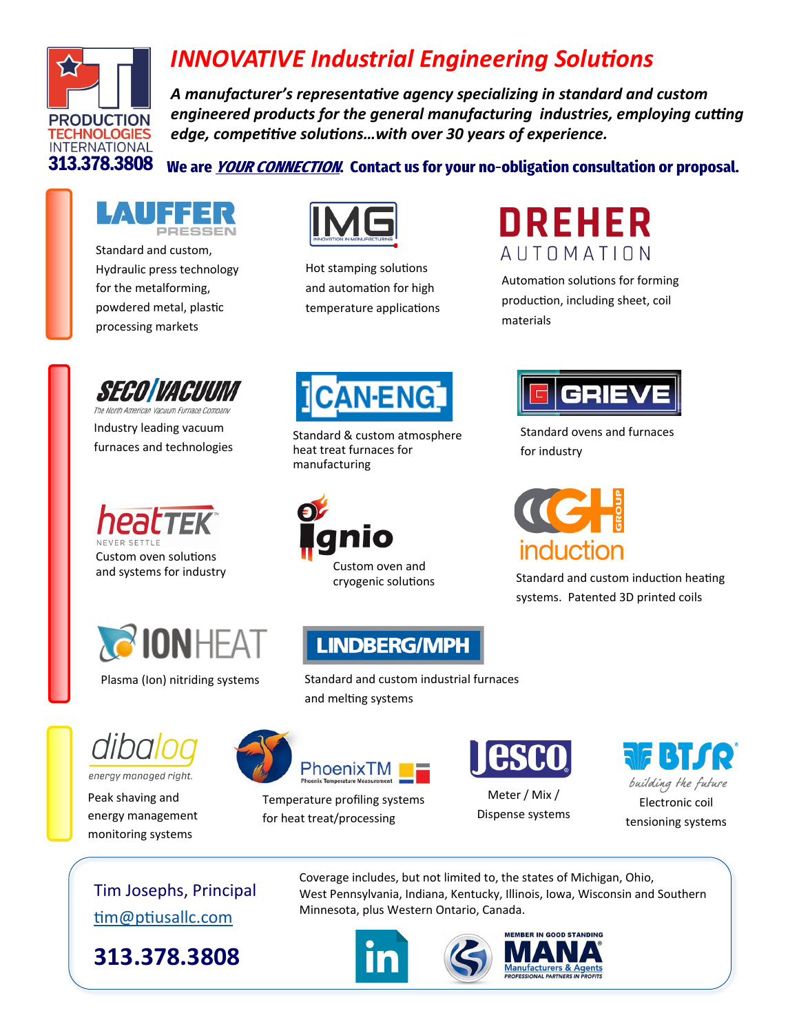**PRODUCTION TECHNOLOGIES INTERNATIONAL**

**313.378.3808**

# *INNOVATIVE Industrial Engineering Solutions*

***A manufacturer's representative agency specializing in standard and custom engineered products for the general manufacturing industries, employing cutting edge, competitive solutions…with over 30 years of experience.***

**We are *YOUR CONNECTION*. Contact us for your no-obligation consultation or proposal.**

**LAUFFER PRESSEN**
Standard and custom, Hydraulic press technology for the metalforming, powdered metal, plastic processing markets

**IMG** — Innovation in Manufacturing
Hot stamping solutions and automation for high temperature applications

**DREHER AUTOMATION**
Automation solutions for forming production, including sheet, coil materials

**SECO/VACUUM** — The North American Vacuum Furnace Company
Industry leading vacuum furnaces and technologies

**CAN-ENG**
Standard & custom atmosphere heat treat furnaces for manufacturing

**GRIEVE**
Standard ovens and furnaces for industry

**heatTEK** — NEVER SETTLE
Custom oven solutions and systems for industry

**ignio**
Custom oven and cryogenic solutions

**GH GROUP induction**
Standard and custom induction heating systems. Patented 3D printed coils

**IONHEAT**
Plasma (Ion) nitriding systems

**LINDBERG/MPH**
Standard and custom industrial furnaces and melting systems

**dibalog** — energy managed right.
Peak shaving and energy management monitoring systems

**PhoenixTM** — Phoenix Temperature Measurement
Temperature profiling systems for heat treat/processing

**Jesco**
Meter / Mix / Dispense systems

**BTSR** — building the future
Electronic coil tensioning systems

Tim Josephs, Principal
tim@ptiusallc.com
**313.378.3808**

Coverage includes, but not limited to, the states of Michigan, Ohio, West Pennsylvania, Indiana, Kentucky, Illinois, Iowa, Wisconsin and Southern Minnesota, plus Western Ontario, Canada.

MEMBER IN GOOD STANDING **MANA** Manufacturers & Agents — PROFESSIONAL PARTNERS IN PROFITS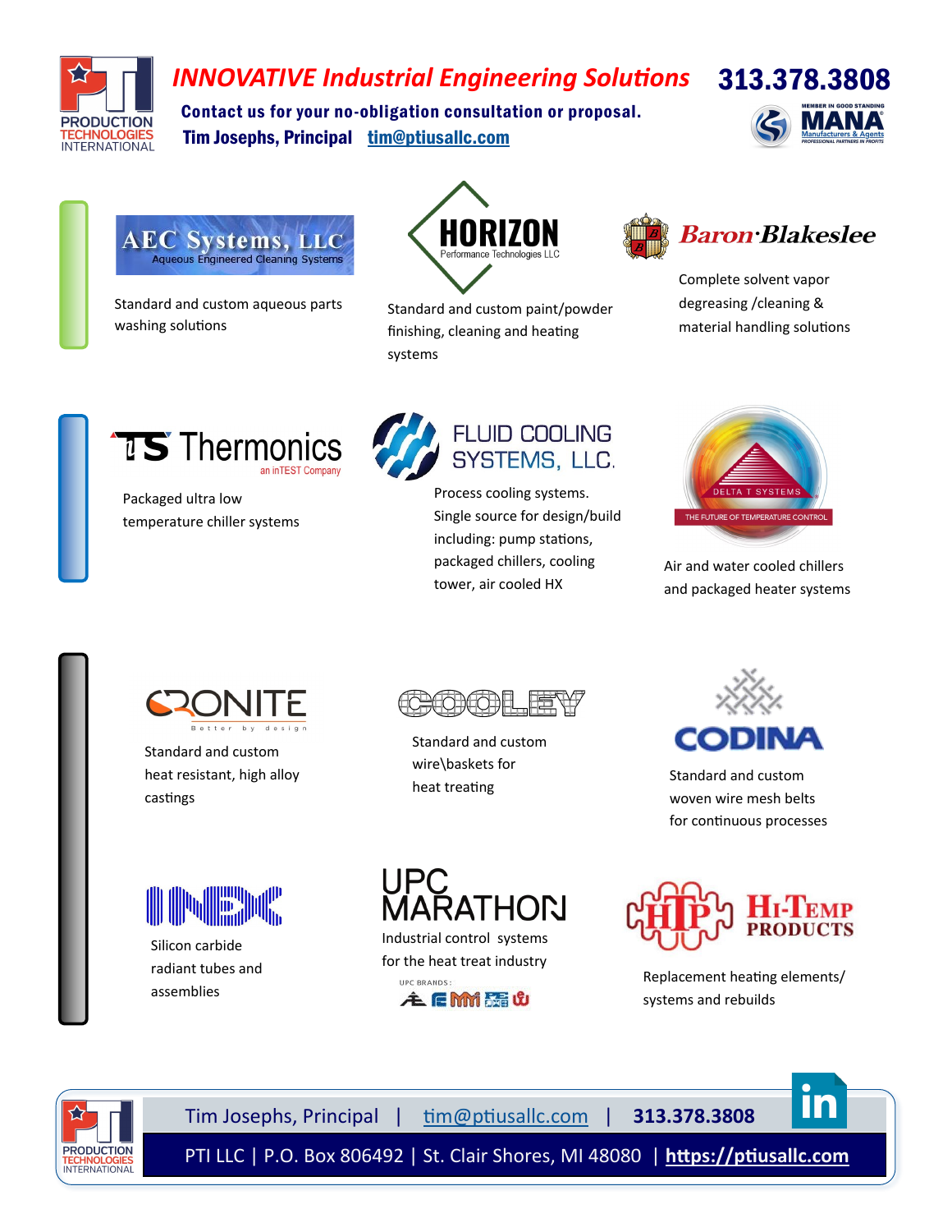## *INNOVATIVE Industrial Engineering Solutions*

**313.378.3808**

**Contact us for your no-obligation consultation or proposal.**

**Tim Josephs, Principal** tim@ptiusallc.com

MEMBER IN GOOD STANDING MANA Manufacturers & Agents PROFESSIONAL PARTNERS IN PROFITS

**AEC Systems, LLC** Aqueous Engineered Cleaning Systems

Standard and custom aqueous parts washing solutions

**HORIZON** Performance Technologies LLC

Standard and custom paint/powder finishing, cleaning and heating systems

**Baron·Blakeslee**

Complete solvent vapor degreasing /cleaning & material handling solutions

**TS Thermonics** an inTEST Company

Packaged ultra low temperature chiller systems

**FLUID COOLING SYSTEMS, LLC.**

Process cooling systems. Single source for design/build including: pump stations, packaged chillers, cooling tower, air cooled HX

**DELTA T SYSTEMS** THE FUTURE OF TEMPERATURE CONTROL

Air and water cooled chillers and packaged heater systems

**CRONITE** Better by design

Standard and custom heat resistant, high alloy castings

**COOLEY**

Standard and custom wire\baskets for heat treating

**CODINA**

Standard and custom woven wire mesh belts for continuous processes

**INEX**

Silicon carbide radiant tubes and assemblies

**UPC MARATHON**

Industrial control systems for the heat treat industry

UPC BRANDS:

**HTP HI-TEMP PRODUCTS**

Replacement heating elements/ systems and rebuilds

Tim Josephs, Principal | tim@ptiusallc.com | **313.378.3808**

PTI LLC | P.O. Box 806492 | St. Clair Shores, MI 48080 | **https://ptiusallc.com**